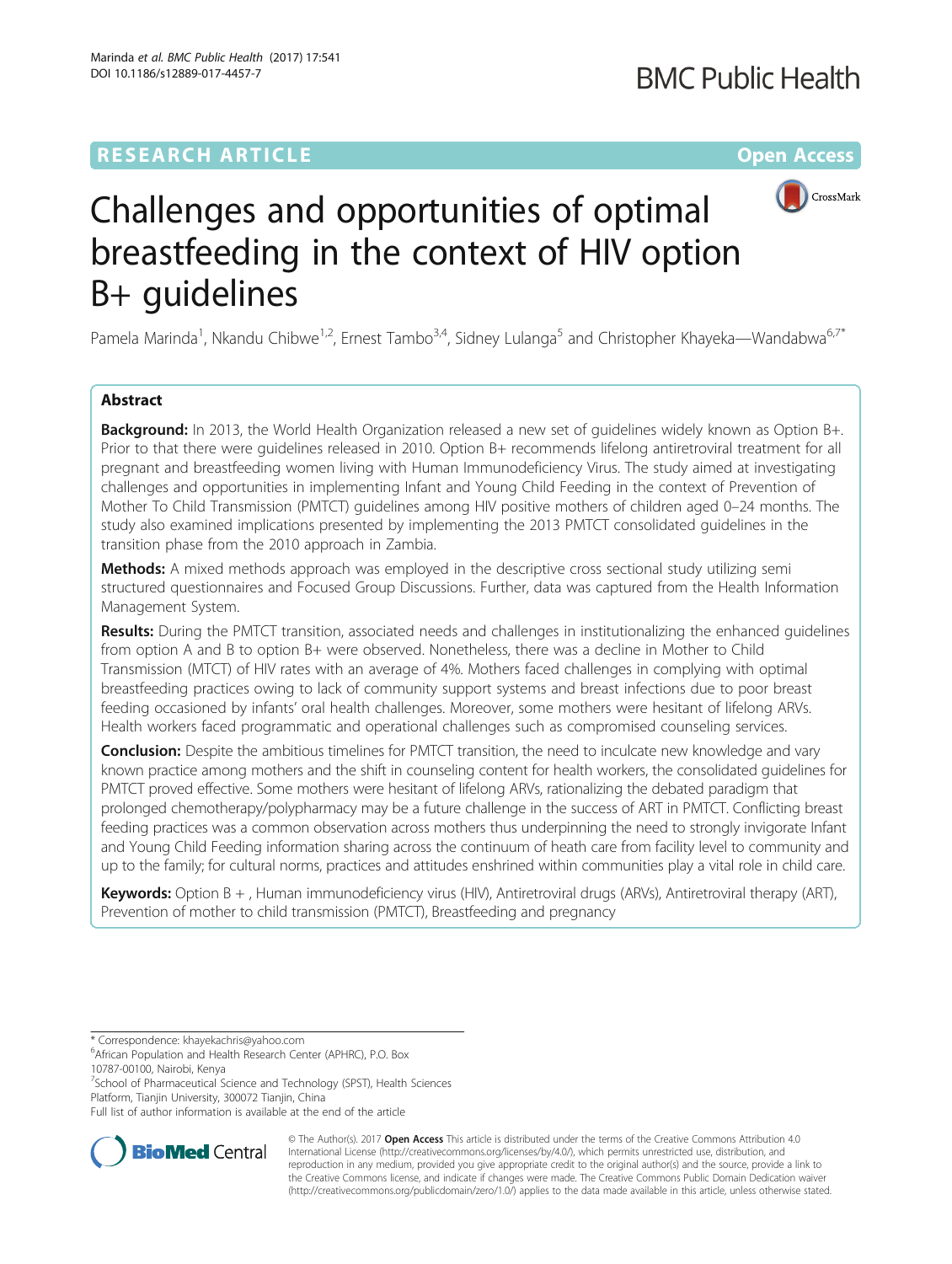RESEARCH ARTICLE

Open Access

# Challenges and opportunities of optimal breastfeeding in the context of HIV option B+ guidelines

Pamela Marinda[1], Nkandu Chibwe[1,2], Ernest Tambo[3,4], Sidney Lulanga[5] and Christopher Khayeka—Wandabwa[6,7*]

## Abstract

**Background:** In 2013, the World Health Organization released a new set of guidelines widely known as Option B+. Prior to that there were guidelines released in 2010. Option B+ recommends lifelong antiretroviral treatment for all pregnant and breastfeeding women living with Human Immunodeficiency Virus. The study aimed at investigating challenges and opportunities in implementing Infant and Young Child Feeding in the context of Prevention of Mother To Child Transmission (PMTCT) guidelines among HIV positive mothers of children aged 0–24 months. The study also examined implications presented by implementing the 2013 PMTCT consolidated guidelines in the transition phase from the 2010 approach in Zambia.

**Methods:** A mixed methods approach was employed in the descriptive cross sectional study utilizing semi structured questionnaires and Focused Group Discussions. Further, data was captured from the Health Information Management System.

**Results:** During the PMTCT transition, associated needs and challenges in institutionalizing the enhanced guidelines from option A and B to option B+ were observed. Nonetheless, there was a decline in Mother to Child Transmission (MTCT) of HIV rates with an average of 4%. Mothers faced challenges in complying with optimal breastfeeding practices owing to lack of community support systems and breast infections due to poor breast feeding occasioned by infants' oral health challenges. Moreover, some mothers were hesitant of lifelong ARVs. Health workers faced programmatic and operational challenges such as compromised counseling services.

**Conclusion:** Despite the ambitious timelines for PMTCT transition, the need to inculcate new knowledge and vary known practice among mothers and the shift in counseling content for health workers, the consolidated guidelines for PMTCT proved effective. Some mothers were hesitant of lifelong ARVs, rationalizing the debated paradigm that prolonged chemotherapy/polypharmacy may be a future challenge in the success of ART in PMTCT. Conflicting breast feeding practices was a common observation across mothers thus underpinning the need to strongly invigorate Infant and Young Child Feeding information sharing across the continuum of heath care from facility level to community and up to the family; for cultural norms, practices and attitudes enshrined within communities play a vital role in child care.

**Keywords:** Option B + , Human immunodeficiency virus (HIV), Antiretroviral drugs (ARVs), Antiretroviral therapy (ART), Prevention of mother to child transmission (PMTCT), Breastfeeding and pregnancy

\* Correspondence: khayekachris@yahoo.com

[6]African Population and Health Research Center (APHRC), P.O. Box 10787-00100, Nairobi, Kenya

[7]School of Pharmaceutical Science and Technology (SPST), Health Sciences Platform, Tianjin University, 300072 Tianjin, China

Full list of author information is available at the end of the article

© The Author(s). 2017 **Open Access** This article is distributed under the terms of the Creative Commons Attribution 4.0 International License (http://creativecommons.org/licenses/by/4.0/), which permits unrestricted use, distribution, and reproduction in any medium, provided you give appropriate credit to the original author(s) and the source, provide a link to the Creative Commons license, and indicate if changes were made. The Creative Commons Public Domain Dedication waiver (http://creativecommons.org/publicdomain/zero/1.0/) applies to the data made available in this article, unless otherwise stated.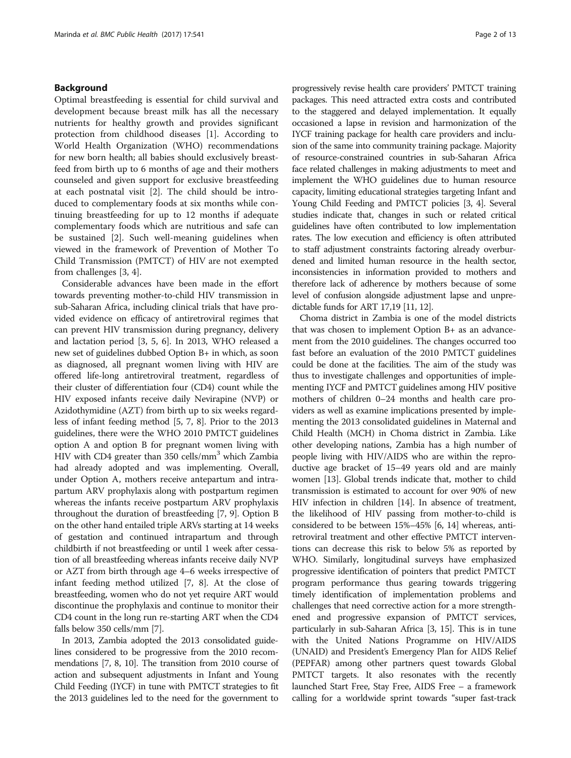## Background

Optimal breastfeeding is essential for child survival and development because breast milk has all the necessary nutrients for healthy growth and provides significant protection from childhood diseases [1]. According to World Health Organization (WHO) recommendations for new born health; all babies should exclusively breastfeed from birth up to 6 months of age and their mothers counseled and given support for exclusive breastfeeding at each postnatal visit [2]. The child should be introduced to complementary foods at six months while continuing breastfeeding for up to 12 months if adequate complementary foods which are nutritious and safe can be sustained [2]. Such well-meaning guidelines when viewed in the framework of Prevention of Mother To Child Transmission (PMTCT) of HIV are not exempted from challenges [3, 4].

Considerable advances have been made in the effort towards preventing mother-to-child HIV transmission in sub-Saharan Africa, including clinical trials that have provided evidence on efficacy of antiretroviral regimes that can prevent HIV transmission during pregnancy, delivery and lactation period [3, 5, 6]. In 2013, WHO released a new set of guidelines dubbed Option B+ in which, as soon as diagnosed, all pregnant women living with HIV are offered life-long antiretroviral treatment, regardless of their cluster of differentiation four (CD4) count while the HIV exposed infants receive daily Nevirapine (NVP) or Azidothymidine (AZT) from birth up to six weeks regardless of infant feeding method [5, 7, 8]. Prior to the 2013 guidelines, there were the WHO 2010 PMTCT guidelines option A and option B for pregnant women living with HIV with CD4 greater than 350 cells/mm$^3$ which Zambia had already adopted and was implementing. Overall, under Option A, mothers receive antepartum and intrapartum ARV prophylaxis along with postpartum regimen whereas the infants receive postpartum ARV prophylaxis throughout the duration of breastfeeding [7, 9]. Option B on the other hand entailed triple ARVs starting at 14 weeks of gestation and continued intrapartum and through childbirth if not breastfeeding or until 1 week after cessation of all breastfeeding whereas infants receive daily NVP or AZT from birth through age 4–6 weeks irrespective of infant feeding method utilized [7, 8]. At the close of breastfeeding, women who do not yet require ART would discontinue the prophylaxis and continue to monitor their CD4 count in the long run re-starting ART when the CD4 falls below 350 cells/mm [7].

In 2013, Zambia adopted the 2013 consolidated guidelines considered to be progressive from the 2010 recommendations [7, 8, 10]. The transition from 2010 course of action and subsequent adjustments in Infant and Young Child Feeding (IYCF) in tune with PMTCT strategies to fit the 2013 guidelines led to the need for the government to progressively revise health care providers' PMTCT training packages. This need attracted extra costs and contributed to the staggered and delayed implementation. It equally occasioned a lapse in revision and harmonization of the IYCF training package for health care providers and inclusion of the same into community training package. Majority of resource-constrained countries in sub-Saharan Africa face related challenges in making adjustments to meet and implement the WHO guidelines due to human resource capacity, limiting educational strategies targeting Infant and Young Child Feeding and PMTCT policies [3, 4]. Several studies indicate that, changes in such or related critical guidelines have often contributed to low implementation rates. The low execution and efficiency is often attributed to staff adjustment constraints factoring already overburdened and limited human resource in the health sector, inconsistencies in information provided to mothers and therefore lack of adherence by mothers because of some level of confusion alongside adjustment lapse and unpredictable funds for ART 17,19 [11, 12].

Choma district in Zambia is one of the model districts that was chosen to implement Option B+ as an advancement from the 2010 guidelines. The changes occurred too fast before an evaluation of the 2010 PMTCT guidelines could be done at the facilities. The aim of the study was thus to investigate challenges and opportunities of implementing IYCF and PMTCT guidelines among HIV positive mothers of children 0–24 months and health care providers as well as examine implications presented by implementing the 2013 consolidated guidelines in Maternal and Child Health (MCH) in Choma district in Zambia. Like other developing nations, Zambia has a high number of people living with HIV/AIDS who are within the reproductive age bracket of 15–49 years old and are mainly women [13]. Global trends indicate that, mother to child transmission is estimated to account for over 90% of new HIV infection in children [14]. In absence of treatment, the likelihood of HIV passing from mother-to-child is considered to be between 15%–45% [6, 14] whereas, antiretroviral treatment and other effective PMTCT interventions can decrease this risk to below 5% as reported by WHO. Similarly, longitudinal surveys have emphasized progressive identification of pointers that predict PMTCT program performance thus gearing towards triggering timely identification of implementation problems and challenges that need corrective action for a more strengthened and progressive expansion of PMTCT services, particularly in sub-Saharan Africa [3, 15]. This is in tune with the United Nations Programme on HIV/AIDS (UNAID) and President's Emergency Plan for AIDS Relief (PEPFAR) among other partners quest towards Global PMTCT targets. It also resonates with the recently launched Start Free, Stay Free, AIDS Free – a framework calling for a worldwide sprint towards "super fast-track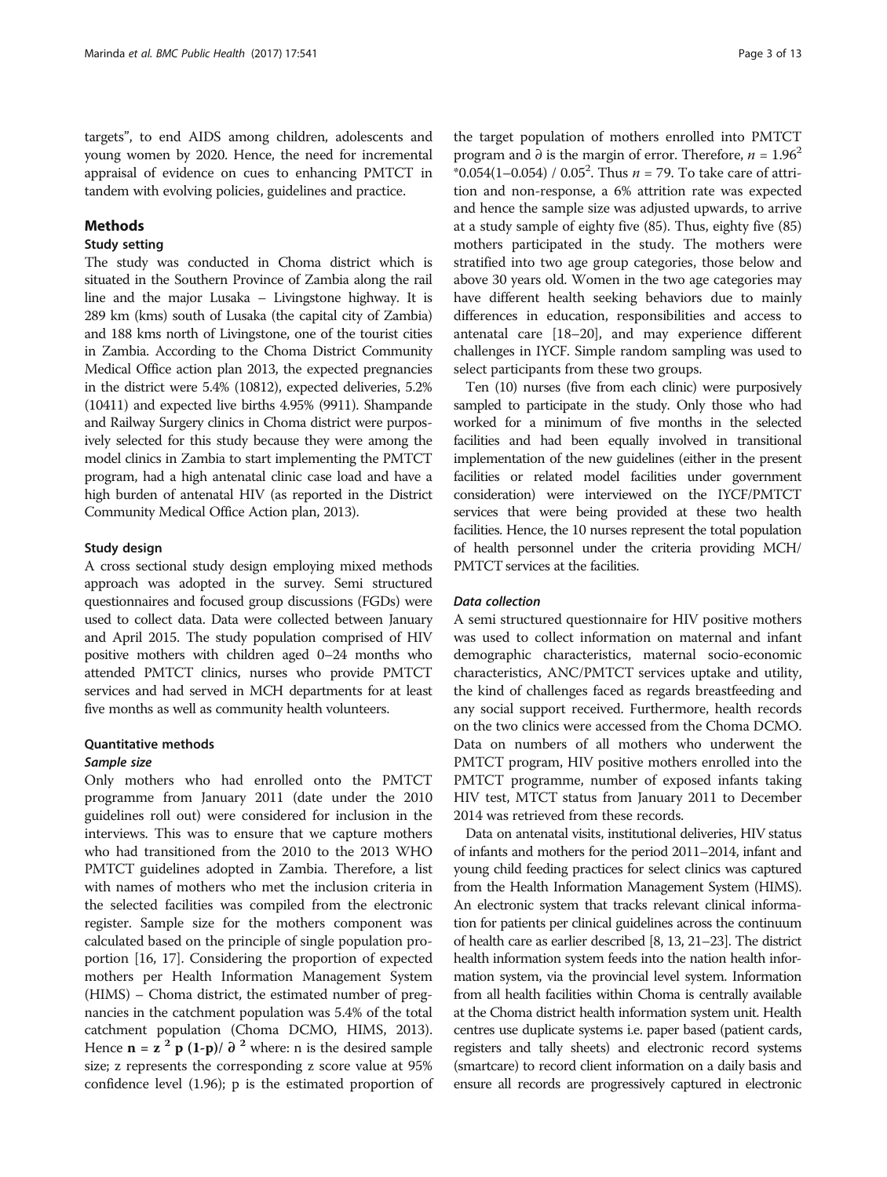targets", to end AIDS among children, adolescents and young women by 2020. Hence, the need for incremental appraisal of evidence on cues to enhancing PMTCT in tandem with evolving policies, guidelines and practice.

## Methods

### Study setting

The study was conducted in Choma district which is situated in the Southern Province of Zambia along the rail line and the major Lusaka – Livingstone highway. It is 289 km (kms) south of Lusaka (the capital city of Zambia) and 188 kms north of Livingstone, one of the tourist cities in Zambia. According to the Choma District Community Medical Office action plan 2013, the expected pregnancies in the district were 5.4% (10812), expected deliveries, 5.2% (10411) and expected live births 4.95% (9911). Shampande and Railway Surgery clinics in Choma district were purposively selected for this study because they were among the model clinics in Zambia to start implementing the PMTCT program, had a high antenatal clinic case load and have a high burden of antenatal HIV (as reported in the District Community Medical Office Action plan, 2013).

### Study design

A cross sectional study design employing mixed methods approach was adopted in the survey. Semi structured questionnaires and focused group discussions (FGDs) were used to collect data. Data were collected between January and April 2015. The study population comprised of HIV positive mothers with children aged 0–24 months who attended PMTCT clinics, nurses who provide PMTCT services and had served in MCH departments for at least five months as well as community health volunteers.

### Quantitative methods

#### *Sample size*

Only mothers who had enrolled onto the PMTCT programme from January 2011 (date under the 2010 guidelines roll out) were considered for inclusion in the interviews. This was to ensure that we capture mothers who had transitioned from the 2010 to the 2013 WHO PMTCT guidelines adopted in Zambia. Therefore, a list with names of mothers who met the inclusion criteria in the selected facilities was compiled from the electronic register. Sample size for the mothers component was calculated based on the principle of single population proportion [16, 17]. Considering the proportion of expected mothers per Health Information Management System (HIMS) – Choma district, the estimated number of pregnancies in the catchment population was 5.4% of the total catchment population (Choma DCMO, HIMS, 2013). Hence $\mathbf{n = z^2\, p\, (1\text{-}p) / \partial^2}$ where: n is the desired sample size; z represents the corresponding z score value at 95% confidence level (1.96); p is the estimated proportion of the target population of mothers enrolled into PMTCT program and $\partial$ is the margin of error. Therefore, $n = 1.96^2 * 0.054(1-0.054) / 0.05^2$. Thus $n = 79$. To take care of attrition and non-response, a 6% attrition rate was expected and hence the sample size was adjusted upwards, to arrive at a study sample of eighty five (85). Thus, eighty five (85) mothers participated in the study. The mothers were stratified into two age group categories, those below and above 30 years old. Women in the two age categories may have different health seeking behaviors due to mainly differences in education, responsibilities and access to antenatal care [18–20], and may experience different challenges in IYCF. Simple random sampling was used to select participants from these two groups.

Ten (10) nurses (five from each clinic) were purposively sampled to participate in the study. Only those who had worked for a minimum of five months in the selected facilities and had been equally involved in transitional implementation of the new guidelines (either in the present facilities or related model facilities under government consideration) were interviewed on the IYCF/PMTCT services that were being provided at these two health facilities. Hence, the 10 nurses represent the total population of health personnel under the criteria providing MCH/PMTCT services at the facilities.

#### *Data collection*

A semi structured questionnaire for HIV positive mothers was used to collect information on maternal and infant demographic characteristics, maternal socio-economic characteristics, ANC/PMTCT services uptake and utility, the kind of challenges faced as regards breastfeeding and any social support received. Furthermore, health records on the two clinics were accessed from the Choma DCMO. Data on numbers of all mothers who underwent the PMTCT program, HIV positive mothers enrolled into the PMTCT programme, number of exposed infants taking HIV test, MTCT status from January 2011 to December 2014 was retrieved from these records.

Data on antenatal visits, institutional deliveries, HIV status of infants and mothers for the period 2011–2014, infant and young child feeding practices for select clinics was captured from the Health Information Management System (HIMS). An electronic system that tracks relevant clinical information for patients per clinical guidelines across the continuum of health care as earlier described [8, 13, 21–23]. The district health information system feeds into the nation health information system, via the provincial level system. Information from all health facilities within Choma is centrally available at the Choma district health information system unit. Health centres use duplicate systems i.e. paper based (patient cards, registers and tally sheets) and electronic record systems (smartcare) to record client information on a daily basis and ensure all records are progressively captured in electronic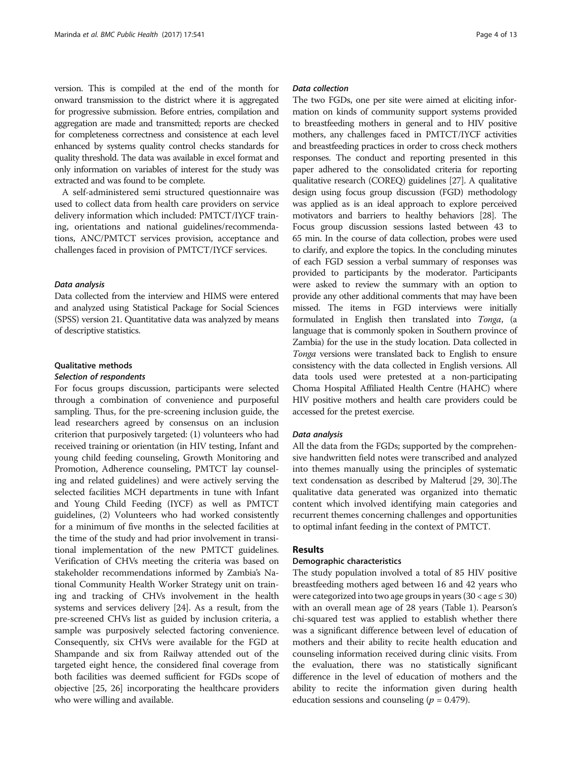version. This is compiled at the end of the month for onward transmission to the district where it is aggregated for progressive submission. Before entries, compilation and aggregation are made and transmitted; reports are checked for completeness correctness and consistence at each level enhanced by systems quality control checks standards for quality threshold. The data was available in excel format and only information on variables of interest for the study was extracted and was found to be complete.

A self-administered semi structured questionnaire was used to collect data from health care providers on service delivery information which included: PMTCT/IYCF training, orientations and national guidelines/recommendations, ANC/PMTCT services provision, acceptance and challenges faced in provision of PMTCT/IYCF services.

#### *Data analysis*

Data collected from the interview and HIMS were entered and analyzed using Statistical Package for Social Sciences (SPSS) version 21. Quantitative data was analyzed by means of descriptive statistics.

### Qualitative methods

#### *Selection of respondents*

For focus groups discussion, participants were selected through a combination of convenience and purposeful sampling. Thus, for the pre-screening inclusion guide, the lead researchers agreed by consensus on an inclusion criterion that purposively targeted: (1) volunteers who had received training or orientation (in HIV testing, Infant and young child feeding counseling, Growth Monitoring and Promotion, Adherence counseling, PMTCT lay counseling and related guidelines) and were actively serving the selected facilities MCH departments in tune with Infant and Young Child Feeding (IYCF) as well as PMTCT guidelines, (2) Volunteers who had worked consistently for a minimum of five months in the selected facilities at the time of the study and had prior involvement in transitional implementation of the new PMTCT guidelines. Verification of CHVs meeting the criteria was based on stakeholder recommendations informed by Zambia's National Community Health Worker Strategy unit on training and tracking of CHVs involvement in the health systems and services delivery [24]. As a result, from the pre-screened CHVs list as guided by inclusion criteria, a sample was purposively selected factoring convenience. Consequently, six CHVs were available for the FGD at Shampande and six from Railway attended out of the targeted eight hence, the considered final coverage from both facilities was deemed sufficient for FGDs scope of objective [25, 26] incorporating the healthcare providers who were willing and available.

#### *Data collection*

The two FGDs, one per site were aimed at eliciting information on kinds of community support systems provided to breastfeeding mothers in general and to HIV positive mothers, any challenges faced in PMTCT/IYCF activities and breastfeeding practices in order to cross check mothers responses. The conduct and reporting presented in this paper adhered to the consolidated criteria for reporting qualitative research (COREQ) guidelines [27]. A qualitative design using focus group discussion (FGD) methodology was applied as is an ideal approach to explore perceived motivators and barriers to healthy behaviors [28]. The Focus group discussion sessions lasted between 43 to 65 min. In the course of data collection, probes were used to clarify, and explore the topics. In the concluding minutes of each FGD session a verbal summary of responses was provided to participants by the moderator. Participants were asked to review the summary with an option to provide any other additional comments that may have been missed. The items in FGD interviews were initially formulated in English then translated into *Tonga*, (a language that is commonly spoken in Southern province of Zambia) for the use in the study location. Data collected in *Tonga* versions were translated back to English to ensure consistency with the data collected in English versions. All data tools used were pretested at a non-participating Choma Hospital Affiliated Health Centre (HAHC) where HIV positive mothers and health care providers could be accessed for the pretest exercise.

#### *Data analysis*

All the data from the FGDs; supported by the comprehensive handwritten field notes were transcribed and analyzed into themes manually using the principles of systematic text condensation as described by Malterud [29, 30].The qualitative data generated was organized into thematic content which involved identifying main categories and recurrent themes concerning challenges and opportunities to optimal infant feeding in the context of PMTCT.

## Results

### Demographic characteristics

The study population involved a total of 85 HIV positive breastfeeding mothers aged between 16 and 42 years who were categorized into two age groups in years ($30 < \text{age} \leq 30$) with an overall mean age of 28 years (Table 1). Pearson's chi-squared test was applied to establish whether there was a significant difference between level of education of mothers and their ability to recite health education and counseling information received during clinic visits. From the evaluation, there was no statistically significant difference in the level of education of mothers and the ability to recite the information given during health education sessions and counseling ($p = 0.479$).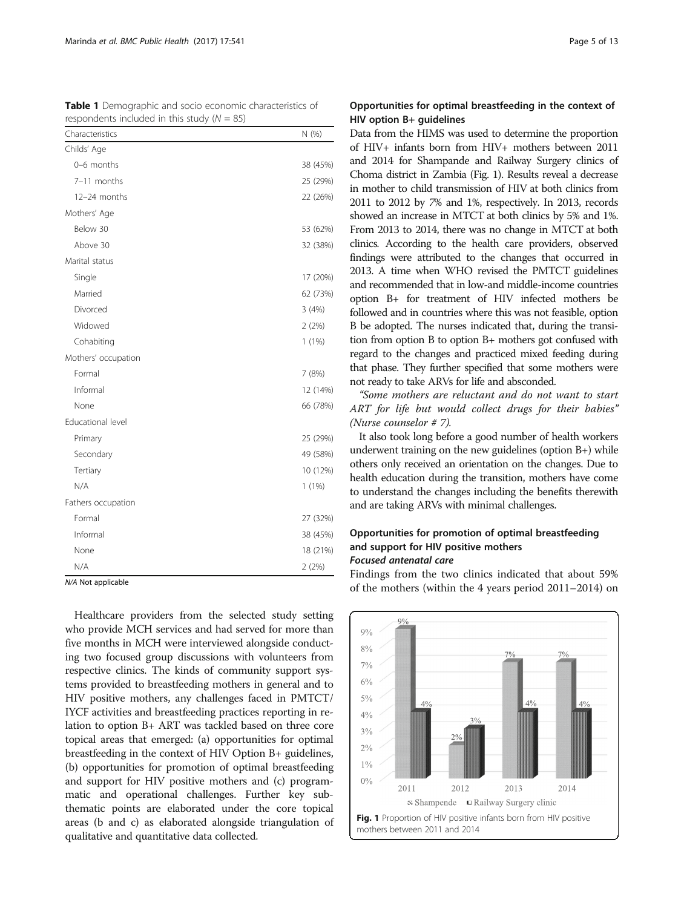**Table 1** Demographic and socio economic characteristics of respondents included in this study ($N = 85$)

| Characteristics | N (%) |
| --- | --- |
| Childs' Age | |
| 0–6 months | 38 (45%) |
| 7–11 months | 25 (29%) |
| 12–24 months | 22 (26%) |
| Mothers' Age | |
| Below 30 | 53 (62%) |
| Above 30 | 32 (38%) |
| Marital status | |
| Single | 17 (20%) |
| Married | 62 (73%) |
| Divorced | 3 (4%) |
| Widowed | 2 (2%) |
| Cohabiting | 1 (1%) |
| Mothers' occupation | |
| Formal | 7 (8%) |
| Informal | 12 (14%) |
| None | 66 (78%) |
| Educational level | |
| Primary | 25 (29%) |
| Secondary | 49 (58%) |
| Tertiary | 10 (12%) |
| N/A | 1 (1%) |
| Fathers occupation | |
| Formal | 27 (32%) |
| Informal | 38 (45%) |
| None | 18 (21%) |
| N/A | 2 (2%) |

*N/A* Not applicable

Healthcare providers from the selected study setting who provide MCH services and had served for more than five months in MCH were interviewed alongside conducting two focused group discussions with volunteers from respective clinics. The kinds of community support systems provided to breastfeeding mothers in general and to HIV positive mothers, any challenges faced in PMTCT/IYCF activities and breastfeeding practices reporting in relation to option B+ ART was tackled based on three core topical areas that emerged: (a) opportunities for optimal breastfeeding in the context of HIV Option B+ guidelines, (b) opportunities for promotion of optimal breastfeeding and support for HIV positive mothers and (c) programmatic and operational challenges. Further key subthematic points are elaborated under the core topical areas (b and c) as elaborated alongside triangulation of qualitative and quantitative data collected.

## Opportunities for optimal breastfeeding in the context of HIV option B+ guidelines

Data from the HIMS was used to determine the proportion of HIV+ infants born from HIV+ mothers between 2011 and 2014 for Shampande and Railway Surgery clinics of Choma district in Zambia (Fig. 1). Results reveal a decrease in mother to child transmission of HIV at both clinics from 2011 to 2012 by 7% and 1%, respectively. In 2013, records showed an increase in MTCT at both clinics by 5% and 1%. From 2013 to 2014, there was no change in MTCT at both clinics. According to the health care providers, observed findings were attributed to the changes that occurred in 2013. A time when WHO revised the PMTCT guidelines and recommended that in low-and middle-income countries option B+ for treatment of HIV infected mothers be followed and in countries where this was not feasible, option B be adopted. The nurses indicated that, during the transition from option B to option B+ mothers got confused with regard to the changes and practiced mixed feeding during that phase. They further specified that some mothers were not ready to take ARVs for life and absconded.

*"Some mothers are reluctant and do not want to start ART for life but would collect drugs for their babies" (Nurse counselor # 7).*

It also took long before a good number of health workers underwent training on the new guidelines (option B+) while others only received an orientation on the changes. Due to health education during the transition, mothers have come to understand the changes including the benefits therewith and are taking ARVs with minimal challenges.

## Opportunities for promotion of optimal breastfeeding and support for HIV positive mothers

### *Focused antenatal care*

Findings from the two clinics indicated that about 59% of the mothers (within the 4 years period 2011–2014) on

**Fig. 1** Proportion of HIV positive infants born from HIV positive mothers between 2011 and 2014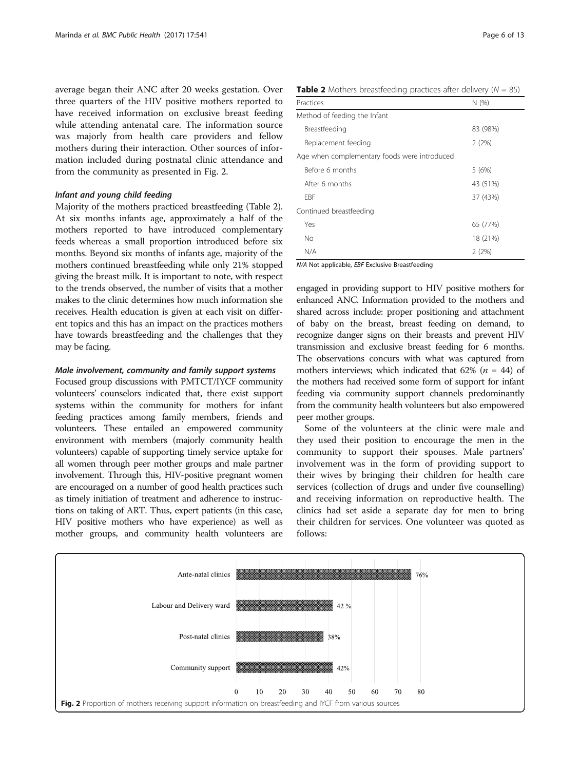average began their ANC after 20 weeks gestation. Over three quarters of the HIV positive mothers reported to have received information on exclusive breast feeding while attending antenatal care. The information source was majorly from health care providers and fellow mothers during their interaction. Other sources of information included during postnatal clinic attendance and from the community as presented in Fig. 2.

#### *Infant and young child feeding*

Majority of the mothers practiced breastfeeding (Table 2). At six months infants age, approximately a half of the mothers reported to have introduced complementary feeds whereas a small proportion introduced before six months. Beyond six months of infants age, majority of the mothers continued breastfeeding while only 21% stopped giving the breast milk. It is important to note, with respect to the trends observed, the number of visits that a mother makes to the clinic determines how much information she receives. Health education is given at each visit on different topics and this has an impact on the practices mothers have towards breastfeeding and the challenges that they may be facing.

#### *Male involvement, community and family support systems*

Focused group discussions with PMTCT/IYCF community volunteers' counselors indicated that, there exist support systems within the community for mothers for infant feeding practices among family members, friends and volunteers. These entailed an empowered community environment with members (majorly community health volunteers) capable of supporting timely service uptake for all women through peer mother groups and male partner involvement. Through this, HIV-positive pregnant women are encouraged on a number of good health practices such as timely initiation of treatment and adherence to instructions on taking of ART. Thus, expert patients (in this case, HIV positive mothers who have experience) as well as mother groups, and community health volunteers are engaged in providing support to HIV positive mothers for enhanced ANC. Information provided to the mothers and shared across include: proper positioning and attachment of baby on the breast, breast feeding on demand, to recognize danger signs on their breasts and prevent HIV transmission and exclusive breast feeding for 6 months. The observations concurs with what was captured from mothers interviews; which indicated that 62% ($n$ = 44) of the mothers had received some form of support for infant feeding via community support channels predominantly from the community health volunteers but also empowered peer mother groups.

**Table 2** Mothers breastfeeding practices after delivery ($N$ = 85)

| Practices | N (%) |
|---|---|
| Method of feeding the Infant | |
| Breastfeeding | 83 (98%) |
| Replacement feeding | 2 (2%) |
| Age when complementary foods were introduced | |
| Before 6 months | 5 (6%) |
| After 6 months | 43 (51%) |
| EBF | 37 (43%) |
| Continued breastfeeding | |
| Yes | 65 (77%) |
| No | 18 (21%) |
| N/A | 2 (2%) |

*N/A* Not applicable, *EBF* Exclusive Breastfeeding

Some of the volunteers at the clinic were male and they used their position to encourage the men in the community to support their spouses. Male partners' involvement was in the form of providing support to their wives by bringing their children for health care services (collection of drugs and under five counselling) and receiving information on reproductive health. The clinics had set aside a separate day for men to bring their children for services. One volunteer was quoted as follows:

| Source | Proportion |
|---|---|
| Ante-natal clinics | 76% |
| Labour and Delivery ward | 42 % |
| Post-natal clinics | 38% |
| Community support | 42% |

**Fig. 2** Proportion of mothers receiving support information on breastfeeding and IYCF from various sources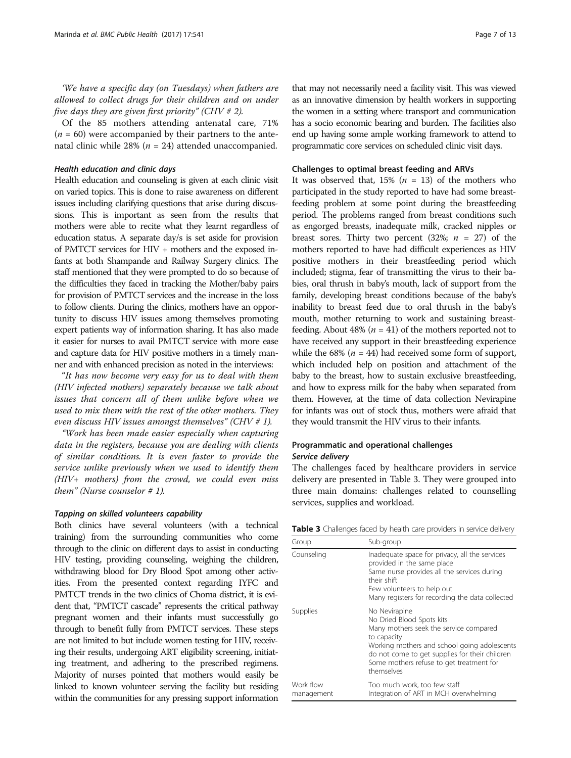'We have a specific day (on Tuesdays) when fathers are allowed to collect drugs for their children and on under five days they are given first priority" (CHV # 2).

Of the 85 mothers attending antenatal care, 71% ($n$ = 60) were accompanied by their partners to the antenatal clinic while 28% ($n$ = 24) attended unaccompanied.

#### Health education and clinic days

Health education and counseling is given at each clinic visit on varied topics. This is done to raise awareness on different issues including clarifying questions that arise during discussions. This is important as seen from the results that mothers were able to recite what they learnt regardless of education status. A separate day/s is set aside for provision of PMTCT services for HIV + mothers and the exposed infants at both Shampande and Railway Surgery clinics. The staff mentioned that they were prompted to do so because of the difficulties they faced in tracking the Mother/baby pairs for provision of PMTCT services and the increase in the loss to follow clients. During the clinics, mothers have an opportunity to discuss HIV issues among themselves promoting expert patients way of information sharing. It has also made it easier for nurses to avail PMTCT service with more ease and capture data for HIV positive mothers in a timely manner and with enhanced precision as noted in the interviews:

*"It has now become very easy for us to deal with them (HIV infected mothers) separately because we talk about issues that concern all of them unlike before when we used to mix them with the rest of the other mothers. They even discuss HIV issues amongst themselves" (CHV # 1).*

*"Work has been made easier especially when capturing data in the registers, because you are dealing with clients of similar conditions. It is even faster to provide the service unlike previously when we used to identify them (HIV+ mothers) from the crowd, we could even miss them" (Nurse counselor # 1).*

#### Tapping on skilled volunteers capability

Both clinics have several volunteers (with a technical training) from the surrounding communities who come through to the clinic on different days to assist in conducting HIV testing, providing counseling, weighing the children, withdrawing blood for Dry Blood Spot among other activities. From the presented context regarding IYFC and PMTCT trends in the two clinics of Choma district, it is evident that, "PMTCT cascade" represents the critical pathway pregnant women and their infants must successfully go through to benefit fully from PMTCT services. These steps are not limited to but include women testing for HIV, receiving their results, undergoing ART eligibility screening, initiating treatment, and adhering to the prescribed regimens. Majority of nurses pointed that mothers would easily be linked to known volunteer serving the facility but residing within the communities for any pressing support information that may not necessarily need a facility visit. This was viewed as an innovative dimension by health workers in supporting the women in a setting where transport and communication has a socio economic bearing and burden. The facilities also end up having some ample working framework to attend to programmatic core services on scheduled clinic visit days.

### Challenges to optimal breast feeding and ARVs

It was observed that, 15% ($n$ = 13) of the mothers who participated in the study reported to have had some breastfeeding problem at some point during the breastfeeding period. The problems ranged from breast conditions such as engorged breasts, inadequate milk, cracked nipples or breast sores. Thirty two percent (32%; $n$ = 27) of the mothers reported to have had difficult experiences as HIV positive mothers in their breastfeeding period which included; stigma, fear of transmitting the virus to their babies, oral thrush in baby's mouth, lack of support from the family, developing breast conditions because of the baby's inability to breast feed due to oral thrush in the baby's mouth, mother returning to work and sustaining breastfeeding. About 48% ($n$ = 41) of the mothers reported not to have received any support in their breastfeeding experience while the 68% ($n$ = 44) had received some form of support, which included help on position and attachment of the baby to the breast, how to sustain exclusive breastfeeding, and how to express milk for the baby when separated from them. However, at the time of data collection Nevirapine for infants was out of stock thus, mothers were afraid that they would transmit the HIV virus to their infants.

### Programmatic and operational challenges

#### Service delivery

The challenges faced by healthcare providers in service delivery are presented in Table 3. They were grouped into three main domains: challenges related to counselling services, supplies and workload.

**Table 3** Challenges faced by health care providers in service delivery

| Group | Sub-group |
|---|---|
| Counseling | Inadequate space for privacy, all the services provided in the same place<br>Same nurse provides all the services during their shift<br>Few volunteers to help out<br>Many registers for recording the data collected |
| Supplies | No Nevirapine<br>No Dried Blood Spots kits<br>Many mothers seek the service compared to capacity<br>Working mothers and school going adolescents do not come to get supplies for their children<br>Some mothers refuse to get treatment for themselves |
| Work flow management | Too much work, too few staff<br>Integration of ART in MCH overwhelming |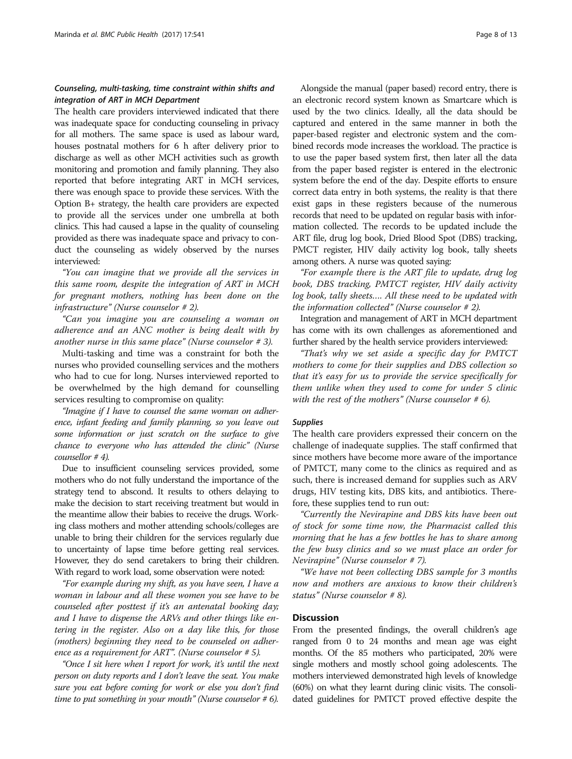#### *Counseling, multi-tasking, time constraint within shifts and integration of ART in MCH Department*

The health care providers interviewed indicated that there was inadequate space for conducting counseling in privacy for all mothers. The same space is used as labour ward, houses postnatal mothers for 6 h after delivery prior to discharge as well as other MCH activities such as growth monitoring and promotion and family planning. They also reported that before integrating ART in MCH services, there was enough space to provide these services. With the Option B+ strategy, the health care providers are expected to provide all the services under one umbrella at both clinics. This had caused a lapse in the quality of counseling provided as there was inadequate space and privacy to conduct the counseling as widely observed by the nurses interviewed:

*"You can imagine that we provide all the services in this same room, despite the integration of ART in MCH for pregnant mothers, nothing has been done on the infrastructure" (Nurse counselor # 2).*

*"Can you imagine you are counseling a woman on adherence and an ANC mother is being dealt with by another nurse in this same place" (Nurse counselor # 3).*

Multi-tasking and time was a constraint for both the nurses who provided counselling services and the mothers who had to cue for long. Nurses interviewed reported to be overwhelmed by the high demand for counselling services resulting to compromise on quality:

*"Imagine if I have to counsel the same woman on adherence, infant feeding and family planning, so you leave out some information or just scratch on the surface to give chance to everyone who has attended the clinic" (Nurse counsellor # 4).*

Due to insufficient counseling services provided, some mothers who do not fully understand the importance of the strategy tend to abscond. It results to others delaying to make the decision to start receiving treatment but would in the meantime allow their babies to receive the drugs. Working class mothers and mother attending schools/colleges are unable to bring their children for the services regularly due to uncertainty of lapse time before getting real services. However, they do send caretakers to bring their children. With regard to work load, some observation were noted:

*"For example during my shift, as you have seen, I have a woman in labour and all these women you see have to be counseled after posttest if it's an antenatal booking day; and I have to dispense the ARVs and other things like entering in the register. Also on a day like this, for those (mothers) beginning they need to be counseled on adherence as a requirement for ART". (Nurse counselor # 5).*

*"Once I sit here when I report for work, it's until the next person on duty reports and I don't leave the seat. You make sure you eat before coming for work or else you don't find time to put something in your mouth" (Nurse counselor # 6).*

Alongside the manual (paper based) record entry, there is an electronic record system known as Smartcare which is used by the two clinics. Ideally, all the data should be captured and entered in the same manner in both the paper-based register and electronic system and the combined records mode increases the workload. The practice is to use the paper based system first, then later all the data from the paper based register is entered in the electronic system before the end of the day. Despite efforts to ensure correct data entry in both systems, the reality is that there exist gaps in these registers because of the numerous records that need to be updated on regular basis with information collected. The records to be updated include the ART file, drug log book, Dried Blood Spot (DBS) tracking, PMCT register, HIV daily activity log book, tally sheets among others. A nurse was quoted saying:

*"For example there is the ART file to update, drug log book, DBS tracking, PMTCT register, HIV daily activity log book, tally sheets…. All these need to be updated with the information collected" (Nurse counselor # 2).*

Integration and management of ART in MCH department has come with its own challenges as aforementioned and further shared by the health service providers interviewed:

*"That's why we set aside a specific day for PMTCT mothers to come for their supplies and DBS collection so that it's easy for us to provide the service specifically for them unlike when they used to come for under 5 clinic with the rest of the mothers" (Nurse counselor # 6).*

#### *Supplies*

The health care providers expressed their concern on the challenge of inadequate supplies. The staff confirmed that since mothers have become more aware of the importance of PMTCT, many come to the clinics as required and as such, there is increased demand for supplies such as ARV drugs, HIV testing kits, DBS kits, and antibiotics. Therefore, these supplies tend to run out:

*"Currently the Nevirapine and DBS kits have been out of stock for some time now, the Pharmacist called this morning that he has a few bottles he has to share among the few busy clinics and so we must place an order for Nevirapine" (Nurse counselor # 7).*

*"We have not been collecting DBS sample for 3 months now and mothers are anxious to know their children's status" (Nurse counselor # 8).*

## Discussion

From the presented findings, the overall children's age ranged from 0 to 24 months and mean age was eight months. Of the 85 mothers who participated, 20% were single mothers and mostly school going adolescents. The mothers interviewed demonstrated high levels of knowledge (60%) on what they learnt during clinic visits. The consolidated guidelines for PMTCT proved effective despite the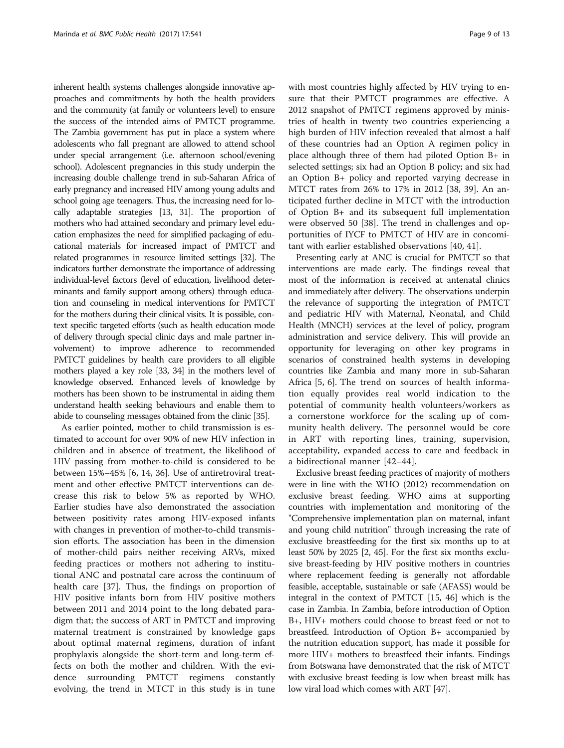inherent health systems challenges alongside innovative approaches and commitments by both the health providers and the community (at family or volunteers level) to ensure the success of the intended aims of PMTCT programme. The Zambia government has put in place a system where adolescents who fall pregnant are allowed to attend school under special arrangement (i.e. afternoon school/evening school). Adolescent pregnancies in this study underpin the increasing double challenge trend in sub-Saharan Africa of early pregnancy and increased HIV among young adults and school going age teenagers. Thus, the increasing need for locally adaptable strategies [13, 31]. The proportion of mothers who had attained secondary and primary level education emphasizes the need for simplified packaging of educational materials for increased impact of PMTCT and related programmes in resource limited settings [32]. The indicators further demonstrate the importance of addressing individual-level factors (level of education, livelihood determinants and family support among others) through education and counseling in medical interventions for PMTCT for the mothers during their clinical visits. It is possible, context specific targeted efforts (such as health education mode of delivery through special clinic days and male partner involvement) to improve adherence to recommended PMTCT guidelines by health care providers to all eligible mothers played a key role [33, 34] in the mothers level of knowledge observed. Enhanced levels of knowledge by mothers has been shown to be instrumental in aiding them understand health seeking behaviours and enable them to abide to counseling messages obtained from the clinic [35].

As earlier pointed, mother to child transmission is estimated to account for over 90% of new HIV infection in children and in absence of treatment, the likelihood of HIV passing from mother-to-child is considered to be between 15%–45% [6, 14, 36]. Use of antiretroviral treatment and other effective PMTCT interventions can decrease this risk to below 5% as reported by WHO. Earlier studies have also demonstrated the association between positivity rates among HIV-exposed infants with changes in prevention of mother-to-child transmission efforts. The association has been in the dimension of mother-child pairs neither receiving ARVs, mixed feeding practices or mothers not adhering to institutional ANC and postnatal care across the continuum of health care [37]. Thus, the findings on proportion of HIV positive infants born from HIV positive mothers between 2011 and 2014 point to the long debated paradigm that; the success of ART in PMTCT and improving maternal treatment is constrained by knowledge gaps about optimal maternal regimens, duration of infant prophylaxis alongside the short-term and long-term effects on both the mother and children. With the evidence surrounding PMTCT regimens constantly evolving, the trend in MTCT in this study is in tune with most countries highly affected by HIV trying to ensure that their PMTCT programmes are effective. A 2012 snapshot of PMTCT regimens approved by ministries of health in twenty two countries experiencing a high burden of HIV infection revealed that almost a half of these countries had an Option A regimen policy in place although three of them had piloted Option B+ in selected settings; six had an Option B policy; and six had an Option B+ policy and reported varying decrease in MTCT rates from 26% to 17% in 2012 [38, 39]. An anticipated further decline in MTCT with the introduction of Option B+ and its subsequent full implementation were observed 50 [38]. The trend in challenges and opportunities of IYCF to PMTCT of HIV are in concomitant with earlier established observations [40, 41].

Presenting early at ANC is crucial for PMTCT so that interventions are made early. The findings reveal that most of the information is received at antenatal clinics and immediately after delivery. The observations underpin the relevance of supporting the integration of PMTCT and pediatric HIV with Maternal, Neonatal, and Child Health (MNCH) services at the level of policy, program administration and service delivery. This will provide an opportunity for leveraging on other key programs in scenarios of constrained health systems in developing countries like Zambia and many more in sub-Saharan Africa [5, 6]. The trend on sources of health information equally provides real world indication to the potential of community health volunteers/workers as a cornerstone workforce for the scaling up of community health delivery. The personnel would be core in ART with reporting lines, training, supervision, acceptability, expanded access to care and feedback in a bidirectional manner [42–44].

Exclusive breast feeding practices of majority of mothers were in line with the WHO (2012) recommendation on exclusive breast feeding. WHO aims at supporting countries with implementation and monitoring of the "Comprehensive implementation plan on maternal, infant and young child nutrition" through increasing the rate of exclusive breastfeeding for the first six months up to at least 50% by 2025 [2, 45]. For the first six months exclusive breast-feeding by HIV positive mothers in countries where replacement feeding is generally not affordable feasible, acceptable, sustainable or safe (AFASS) would be integral in the context of PMTCT [15, 46] which is the case in Zambia. In Zambia, before introduction of Option B+, HIV+ mothers could choose to breast feed or not to breastfeed. Introduction of Option B+ accompanied by the nutrition education support, has made it possible for more HIV+ mothers to breastfeed their infants. Findings from Botswana have demonstrated that the risk of MTCT with exclusive breast feeding is low when breast milk has low viral load which comes with ART [47].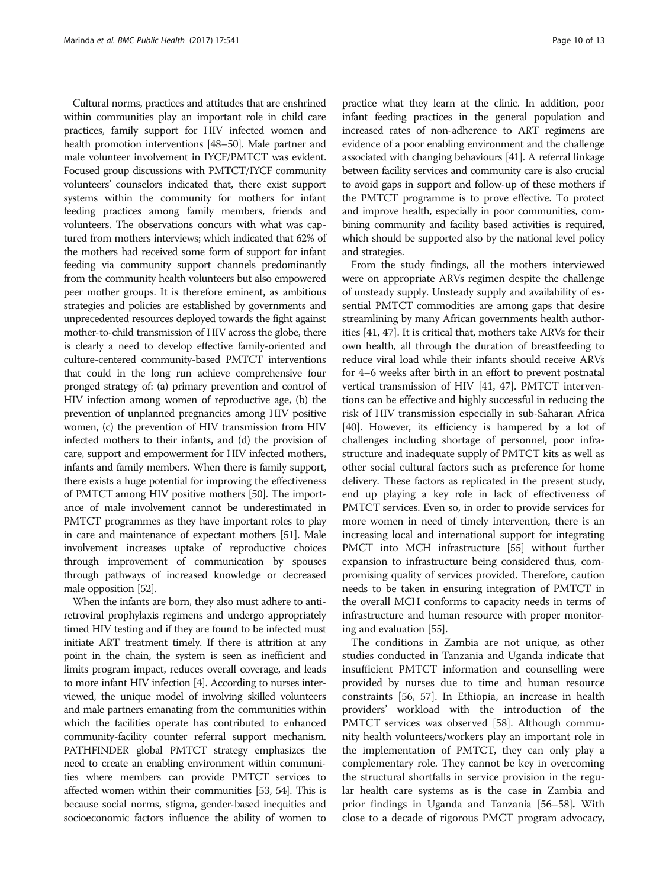Cultural norms, practices and attitudes that are enshrined within communities play an important role in child care practices, family support for HIV infected women and health promotion interventions [48–50]. Male partner and male volunteer involvement in IYCF/PMTCT was evident. Focused group discussions with PMTCT/IYCF community volunteers' counselors indicated that, there exist support systems within the community for mothers for infant feeding practices among family members, friends and volunteers. The observations concurs with what was captured from mothers interviews; which indicated that 62% of the mothers had received some form of support for infant feeding via community support channels predominantly from the community health volunteers but also empowered peer mother groups. It is therefore eminent, as ambitious strategies and policies are established by governments and unprecedented resources deployed towards the fight against mother-to-child transmission of HIV across the globe, there is clearly a need to develop effective family-oriented and culture-centered community-based PMTCT interventions that could in the long run achieve comprehensive four pronged strategy of: (a) primary prevention and control of HIV infection among women of reproductive age, (b) the prevention of unplanned pregnancies among HIV positive women, (c) the prevention of HIV transmission from HIV infected mothers to their infants, and (d) the provision of care, support and empowerment for HIV infected mothers, infants and family members. When there is family support, there exists a huge potential for improving the effectiveness of PMTCT among HIV positive mothers [50]. The importance of male involvement cannot be underestimated in PMTCT programmes as they have important roles to play in care and maintenance of expectant mothers [51]. Male involvement increases uptake of reproductive choices through improvement of communication by spouses through pathways of increased knowledge or decreased male opposition [52].

When the infants are born, they also must adhere to anti-retroviral prophylaxis regimens and undergo appropriately timed HIV testing and if they are found to be infected must initiate ART treatment timely. If there is attrition at any point in the chain, the system is seen as inefficient and limits program impact, reduces overall coverage, and leads to more infant HIV infection [4]. According to nurses interviewed, the unique model of involving skilled volunteers and male partners emanating from the communities within which the facilities operate has contributed to enhanced community-facility counter referral support mechanism. PATHFINDER global PMTCT strategy emphasizes the need to create an enabling environment within communities where members can provide PMTCT services to affected women within their communities [53, 54]. This is because social norms, stigma, gender-based inequities and socioeconomic factors influence the ability of women to practice what they learn at the clinic. In addition, poor infant feeding practices in the general population and increased rates of non-adherence to ART regimens are evidence of a poor enabling environment and the challenge associated with changing behaviours [41]. A referral linkage between facility services and community care is also crucial to avoid gaps in support and follow-up of these mothers if the PMTCT programme is to prove effective. To protect and improve health, especially in poor communities, combining community and facility based activities is required, which should be supported also by the national level policy and strategies.

From the study findings, all the mothers interviewed were on appropriate ARVs regimen despite the challenge of unsteady supply. Unsteady supply and availability of essential PMTCT commodities are among gaps that desire streamlining by many African governments health authorities [41, 47]. It is critical that, mothers take ARVs for their own health, all through the duration of breastfeeding to reduce viral load while their infants should receive ARVs for 4–6 weeks after birth in an effort to prevent postnatal vertical transmission of HIV [41, 47]. PMTCT interventions can be effective and highly successful in reducing the risk of HIV transmission especially in sub-Saharan Africa [40]. However, its efficiency is hampered by a lot of challenges including shortage of personnel, poor infrastructure and inadequate supply of PMTCT kits as well as other social cultural factors such as preference for home delivery. These factors as replicated in the present study, end up playing a key role in lack of effectiveness of PMTCT services. Even so, in order to provide services for more women in need of timely intervention, there is an increasing local and international support for integrating PMCT into MCH infrastructure [55] without further expansion to infrastructure being considered thus, compromising quality of services provided. Therefore, caution needs to be taken in ensuring integration of PMTCT in the overall MCH conforms to capacity needs in terms of infrastructure and human resource with proper monitoring and evaluation [55].

The conditions in Zambia are not unique, as other studies conducted in Tanzania and Uganda indicate that insufficient PMTCT information and counselling were provided by nurses due to time and human resource constraints [56, 57]. In Ethiopia, an increase in health providers' workload with the introduction of the PMTCT services was observed [58]. Although community health volunteers/workers play an important role in the implementation of PMTCT, they can only play a complementary role. They cannot be key in overcoming the structural shortfalls in service provision in the regular health care systems as is the case in Zambia and prior findings in Uganda and Tanzania [56–58]**.** With close to a decade of rigorous PMCT program advocacy,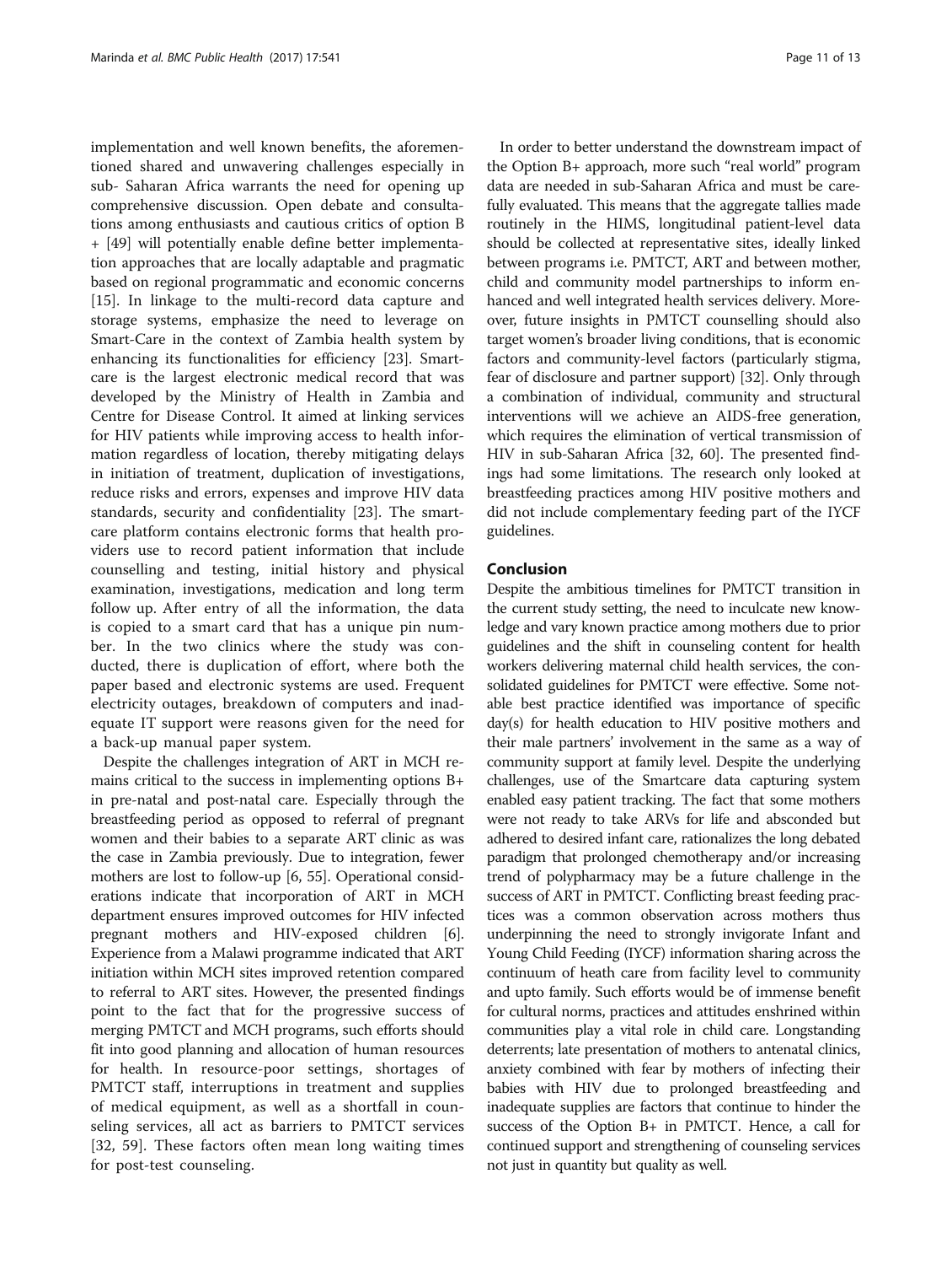implementation and well known benefits, the aforementioned shared and unwavering challenges especially in sub- Saharan Africa warrants the need for opening up comprehensive discussion. Open debate and consultations among enthusiasts and cautious critics of option B + [49] will potentially enable define better implementation approaches that are locally adaptable and pragmatic based on regional programmatic and economic concerns [15]. In linkage to the multi-record data capture and storage systems, emphasize the need to leverage on Smart-Care in the context of Zambia health system by enhancing its functionalities for efficiency [23]. Smartcare is the largest electronic medical record that was developed by the Ministry of Health in Zambia and Centre for Disease Control. It aimed at linking services for HIV patients while improving access to health information regardless of location, thereby mitigating delays in initiation of treatment, duplication of investigations, reduce risks and errors, expenses and improve HIV data standards, security and confidentiality [23]. The smartcare platform contains electronic forms that health providers use to record patient information that include counselling and testing, initial history and physical examination, investigations, medication and long term follow up. After entry of all the information, the data is copied to a smart card that has a unique pin number. In the two clinics where the study was conducted, there is duplication of effort, where both the paper based and electronic systems are used. Frequent electricity outages, breakdown of computers and inadequate IT support were reasons given for the need for a back-up manual paper system.

Despite the challenges integration of ART in MCH remains critical to the success in implementing options B+ in pre-natal and post-natal care. Especially through the breastfeeding period as opposed to referral of pregnant women and their babies to a separate ART clinic as was the case in Zambia previously. Due to integration, fewer mothers are lost to follow-up [6, 55]. Operational considerations indicate that incorporation of ART in MCH department ensures improved outcomes for HIV infected pregnant mothers and HIV-exposed children [6]. Experience from a Malawi programme indicated that ART initiation within MCH sites improved retention compared to referral to ART sites. However, the presented findings point to the fact that for the progressive success of merging PMTCT and MCH programs, such efforts should fit into good planning and allocation of human resources for health. In resource-poor settings, shortages of PMTCT staff, interruptions in treatment and supplies of medical equipment, as well as a shortfall in counseling services, all act as barriers to PMTCT services [32, 59]. These factors often mean long waiting times for post-test counseling.

In order to better understand the downstream impact of the Option B+ approach, more such "real world" program data are needed in sub-Saharan Africa and must be carefully evaluated. This means that the aggregate tallies made routinely in the HIMS, longitudinal patient-level data should be collected at representative sites, ideally linked between programs i.e. PMTCT, ART and between mother, child and community model partnerships to inform enhanced and well integrated health services delivery. Moreover, future insights in PMTCT counselling should also target women's broader living conditions, that is economic factors and community-level factors (particularly stigma, fear of disclosure and partner support) [32]. Only through a combination of individual, community and structural interventions will we achieve an AIDS-free generation, which requires the elimination of vertical transmission of HIV in sub-Saharan Africa [32, 60]. The presented findings had some limitations. The research only looked at breastfeeding practices among HIV positive mothers and did not include complementary feeding part of the IYCF guidelines.

## Conclusion

Despite the ambitious timelines for PMTCT transition in the current study setting, the need to inculcate new knowledge and vary known practice among mothers due to prior guidelines and the shift in counseling content for health workers delivering maternal child health services, the consolidated guidelines for PMTCT were effective. Some notable best practice identified was importance of specific day(s) for health education to HIV positive mothers and their male partners' involvement in the same as a way of community support at family level. Despite the underlying challenges, use of the Smartcare data capturing system enabled easy patient tracking. The fact that some mothers were not ready to take ARVs for life and absconded but adhered to desired infant care, rationalizes the long debated paradigm that prolonged chemotherapy and/or increasing trend of polypharmacy may be a future challenge in the success of ART in PMTCT. Conflicting breast feeding practices was a common observation across mothers thus underpinning the need to strongly invigorate Infant and Young Child Feeding (IYCF) information sharing across the continuum of heath care from facility level to community and upto family. Such efforts would be of immense benefit for cultural norms, practices and attitudes enshrined within communities play a vital role in child care. Longstanding deterrents; late presentation of mothers to antenatal clinics, anxiety combined with fear by mothers of infecting their babies with HIV due to prolonged breastfeeding and inadequate supplies are factors that continue to hinder the success of the Option B+ in PMTCT. Hence, a call for continued support and strengthening of counseling services not just in quantity but quality as well.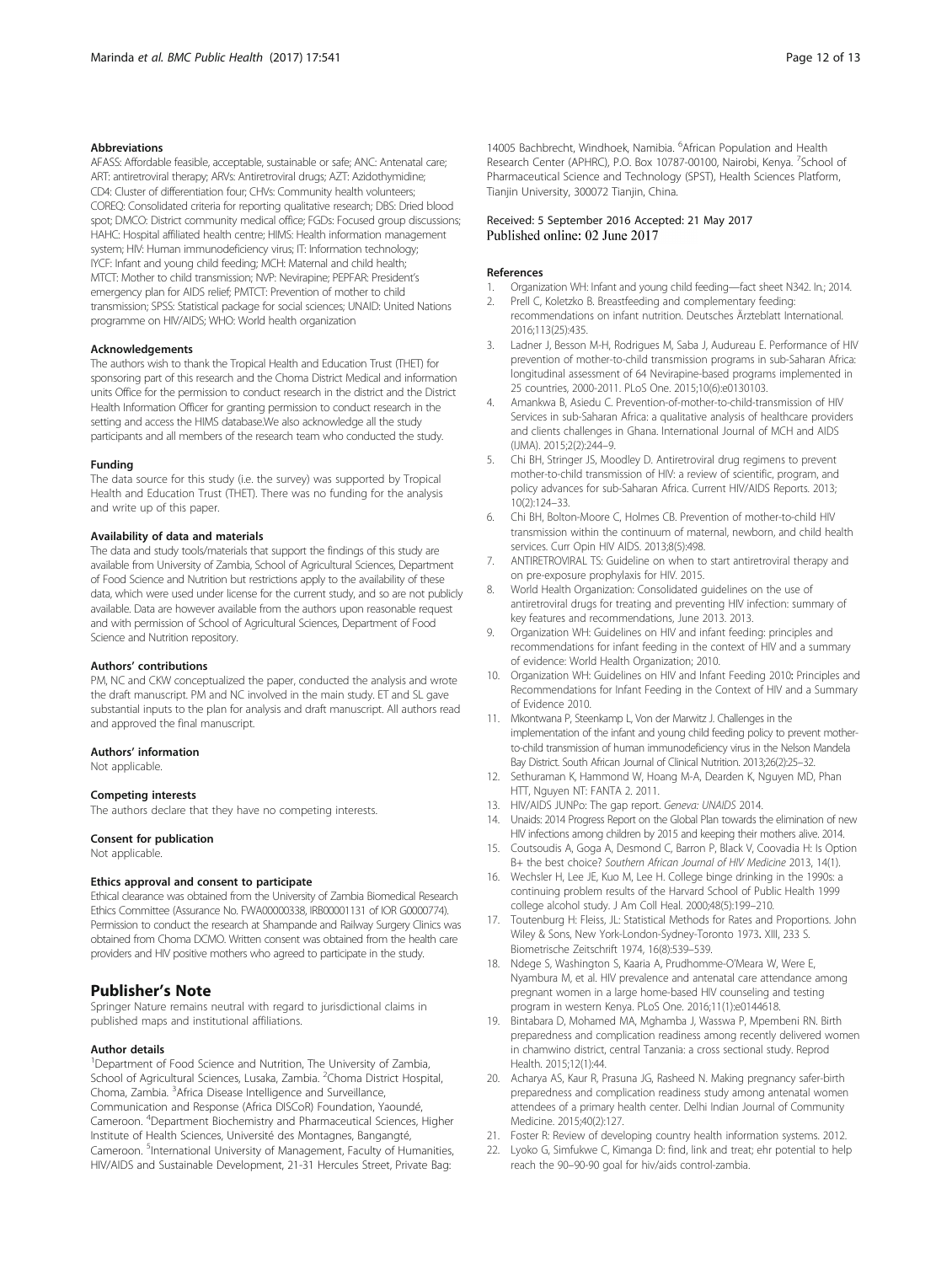#### Abbreviations

AFASS: Affordable feasible, acceptable, sustainable or safe; ANC: Antenatal care; ART: antiretroviral therapy; ARVs: Antiretroviral drugs; AZT: Azidothymidine; CD4: Cluster of differentiation four; CHVs: Community health volunteers; COREQ: Consolidated criteria for reporting qualitative research; DBS: Dried blood spot; DMCO: District community medical office; FGDs: Focused group discussions; HAHC: Hospital affiliated health centre; HIMS: Health information management system; HIV: Human immunodeficiency virus; IT: Information technology; IYCF: Infant and young child feeding; MCH: Maternal and child health; MTCT: Mother to child transmission; NVP: Nevirapine; PEPFAR: President's emergency plan for AIDS relief; PMTCT: Prevention of mother to child transmission; SPSS: Statistical package for social sciences; UNAID: United Nations programme on HIV/AIDS; WHO: World health organization

#### Acknowledgements

The authors wish to thank the Tropical Health and Education Trust (THET) for sponsoring part of this research and the Choma District Medical and information units Office for the permission to conduct research in the district and the District Health Information Officer for granting permission to conduct research in the setting and access the HIMS database.We also acknowledge all the study participants and all members of the research team who conducted the study.

#### Funding

The data source for this study (i.e. the survey) was supported by Tropical Health and Education Trust (THET). There was no funding for the analysis and write up of this paper.

#### Availability of data and materials

The data and study tools/materials that support the findings of this study are available from University of Zambia, School of Agricultural Sciences, Department of Food Science and Nutrition but restrictions apply to the availability of these data, which were used under license for the current study, and so are not publicly available. Data are however available from the authors upon reasonable request and with permission of School of Agricultural Sciences, Department of Food Science and Nutrition repository.

#### Authors' contributions

PM, NC and CKW conceptualized the paper, conducted the analysis and wrote the draft manuscript. PM and NC involved in the main study. ET and SL gave substantial inputs to the plan for analysis and draft manuscript. All authors read and approved the final manuscript.

#### Authors' information

Not applicable.

#### Competing interests

The authors declare that they have no competing interests.

#### Consent for publication

Not applicable.

#### Ethics approval and consent to participate

Ethical clearance was obtained from the University of Zambia Biomedical Research Ethics Committee (Assurance No. FWA00000338, IRB00001131 of IOR G0000774). Permission to conduct the research at Shampande and Railway Surgery Clinics was obtained from Choma DCMO. Written consent was obtained from the health care providers and HIV positive mothers who agreed to participate in the study.

## Publisher's Note

Springer Nature remains neutral with regard to jurisdictional claims in published maps and institutional affiliations.

#### Author details

[1]Department of Food Science and Nutrition, The University of Zambia, School of Agricultural Sciences, Lusaka, Zambia. [2]Choma District Hospital, Choma, Zambia. [3]Africa Disease Intelligence and Surveillance, Communication and Response (Africa DISCoR) Foundation, Yaoundé, Cameroon. [4]Department Biochemistry and Pharmaceutical Sciences, Higher Institute of Health Sciences, Université des Montagnes, Bangangté, Cameroon. [5]International University of Management, Faculty of Humanities, HIV/AIDS and Sustainable Development, 21-31 Hercules Street, Private Bag: 14005 Bachbrecht, Windhoek, Namibia. [6]African Population and Health Research Center (APHRC), P.O. Box 10787-00100, Nairobi, Kenya. [7]School of Pharmaceutical Science and Technology (SPST), Health Sciences Platform, Tianjin University, 300072 Tianjin, China.

Received: 5 September 2016 Accepted: 21 May 2017
Published online: 02 June 2017

#### References

1. Organization WH: Infant and young child feeding—fact sheet N342. In:; 2014.
2. Prell C, Koletzko B. Breastfeeding and complementary feeding: recommendations on infant nutrition. Deutsches Ärzteblatt International. 2016;113(25):435.
3. Ladner J, Besson M-H, Rodrigues M, Saba J, Audureau E. Performance of HIV prevention of mother-to-child transmission programs in sub-Saharan Africa: longitudinal assessment of 64 Nevirapine-based programs implemented in 25 countries, 2000-2011. PLoS One. 2015;10(6):e0130103.
4. Amankwa B, Asiedu C. Prevention-of-mother-to-child-transmission of HIV Services in sub-Saharan Africa: a qualitative analysis of healthcare providers and clients challenges in Ghana. International Journal of MCH and AIDS (IJMA). 2015;2(2):244–9.
5. Chi BH, Stringer JS, Moodley D. Antiretroviral drug regimens to prevent mother-to-child transmission of HIV: a review of scientific, program, and policy advances for sub-Saharan Africa. Current HIV/AIDS Reports. 2013; 10(2):124–33.
6. Chi BH, Bolton-Moore C, Holmes CB. Prevention of mother-to-child HIV transmission within the continuum of maternal, newborn, and child health services. Curr Opin HIV AIDS. 2013;8(5):498.
7. ANTIRETROVIRAL TS: Guideline on when to start antiretroviral therapy and on pre-exposure prophylaxis for HIV. 2015.
8. World Health Organization: Consolidated guidelines on the use of antiretroviral drugs for treating and preventing HIV infection: summary of key features and recommendations, June 2013. 2013.
9. Organization WH: Guidelines on HIV and infant feeding: principles and recommendations for infant feeding in the context of HIV and a summary of evidence: World Health Organization; 2010.
10. Organization WH: Guidelines on HIV and Infant Feeding 2010: Principles and Recommendations for Infant Feeding in the Context of HIV and a Summary of Evidence 2010.
11. Mkontwana P, Steenkamp L, Von der Marwitz J. Challenges in the implementation of the infant and young child feeding policy to prevent mother-to-child transmission of human immunodeficiency virus in the Nelson Mandela Bay District. South African Journal of Clinical Nutrition. 2013;26(2):25–32.
12. Sethuraman K, Hammond W, Hoang M-A, Dearden K, Nguyen MD, Phan HTT, Nguyen NT: FANTA 2. 2011.
13. HIV/AIDS JUNPo: The gap report. *Geneva: UNAIDS* 2014.
14. Unaids: 2014 Progress Report on the Global Plan towards the elimination of new HIV infections among children by 2015 and keeping their mothers alive. 2014.
15. Coutsoudis A, Goga A, Desmond C, Barron P, Black V, Coovadia H: Is Option B+ the best choice? *Southern African Journal of HIV Medicine* 2013, 14(1).
16. Wechsler H, Lee JE, Kuo M, Lee H. College binge drinking in the 1990s: a continuing problem results of the Harvard School of Public Health 1999 college alcohol study. J Am Coll Heal. 2000;48(5):199–210.
17. Toutenburg H: Fleiss, JL: Statistical Methods for Rates and Proportions. John Wiley & Sons, New York-London-Sydney-Toronto 1973. XIII, 233 S. Biometrische Zeitschrift 1974, 16(8):539–539.
18. Ndege S, Washington S, Kaaria A, Prudhomme-O'Meara W, Were E, Nyambura M, et al. HIV prevalence and antenatal care attendance among pregnant women in a large home-based HIV counseling and testing program in western Kenya. PLoS One. 2016;11(1):e0144618.
19. Bintabara D, Mohamed MA, Mghamba J, Wasswa P, Mpembeni RN. Birth preparedness and complication readiness among recently delivered women in chamwino district, central Tanzania: a cross sectional study. Reprod Health. 2015;12(1):44.
20. Acharya AS, Kaur R, Prasuna JG, Rasheed N. Making pregnancy safer-birth preparedness and complication readiness study among antenatal women attendees of a primary health center. Delhi Indian Journal of Community Medicine. 2015;40(2):127.
21. Foster R: Review of developing country health information systems. 2012.
22. Lyoko G, Simfukwe C, Kimanga D: find, link and treat; ehr potential to help reach the 90–90-90 goal for hiv/aids control-zambia.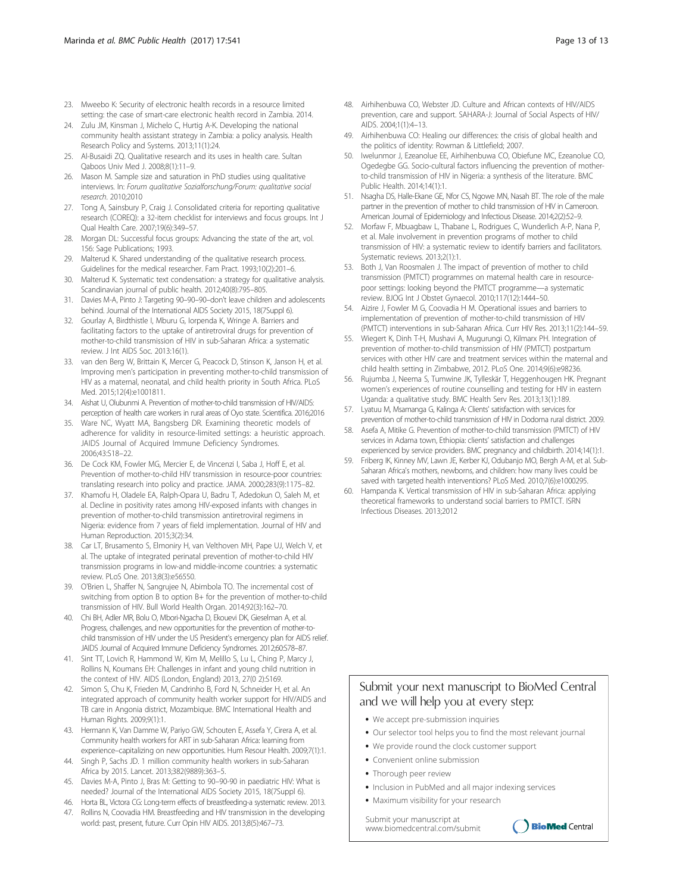23. Mweebo K: Security of electronic health records in a resource limited setting: the case of smart-care electronic health record in Zambia. 2014.
24. Zulu JM, Kinsman J, Michelo C, Hurtig A-K. Developing the national community health assistant strategy in Zambia: a policy analysis. Health Research Policy and Systems. 2013;11(1):24.
25. Al-Busaidi ZQ. Qualitative research and its uses in health care. Sultan Qaboos Univ Med J. 2008;8(1):11–9.
26. Mason M. Sample size and saturation in PhD studies using qualitative interviews. In: *Forum qualitative Sozialforschung/Forum: qualitative social research*. 2010;2010
27. Tong A, Sainsbury P, Craig J. Consolidated criteria for reporting qualitative research (COREQ): a 32-item checklist for interviews and focus groups. Int J Qual Health Care. 2007;19(6):349–57.
28. Morgan DL: Successful focus groups: Advancing the state of the art, vol. 156: Sage Publications; 1993.
29. Malterud K. Shared understanding of the qualitative research process. Guidelines for the medical researcher. Fam Pract. 1993;10(2):201–6.
30. Malterud K. Systematic text condensation: a strategy for qualitative analysis. Scandinavian journal of public health. 2012;40(8):795–805.
31. Davies M-A, Pinto J: Targeting 90–90–90–don't leave children and adolescents behind. Journal of the International AIDS Society 2015, 18(7Suppl 6).
32. Gourlay A, Birdthistle I, Mburu G, Iorpenda K, Wringe A. Barriers and facilitating factors to the uptake of antiretroviral drugs for prevention of mother-to-child transmission of HIV in sub-Saharan Africa: a systematic review. J Int AIDS Soc. 2013:16(1).
33. van den Berg W, Brittain K, Mercer G, Peacock D, Stinson K, Janson H, et al. Improving men's participation in preventing mother-to-child transmission of HIV as a maternal, neonatal, and child health priority in South Africa. PLoS Med. 2015;12(4):e1001811.
34. Aishat U, Olubunmi A. Prevention of mother-to-child transmission of HIV/AIDS: perception of health care workers in rural areas of Oyo state. Scientifica. 2016;2016
35. Ware NC, Wyatt MA, Bangsberg DR. Examining theoretic models of adherence for validity in resource-limited settings: a heuristic approach. JAIDS Journal of Acquired Immune Deficiency Syndromes. 2006;43:S18–22.
36. De Cock KM, Fowler MG, Mercier E, de Vincenzi I, Saba J, Hoff E, et al. Prevention of mother-to-child HIV transmission in resource-poor countries: translating research into policy and practice. JAMA. 2000;283(9):1175–82.
37. Khamofu H, Oladele EA, Ralph-Opara U, Badru T, Adedokun O, Saleh M, et al. Decline in positivity rates among HIV-exposed infants with changes in prevention of mother-to-child transmission antiretroviral regimens in Nigeria: evidence from 7 years of field implementation. Journal of HIV and Human Reproduction. 2015;3(2):34.
38. Car LT, Brusamento S, Elmoniry H, van Velthoven MH, Pape UJ, Welch V, et al. The uptake of integrated perinatal prevention of mother-to-child HIV transmission programs in low-and middle-income countries: a systematic review. PLoS One. 2013;8(3):e56550.
39. O'Brien L, Shaffer N, Sangrujee N, Abimbola TO. The incremental cost of switching from option B to option B+ for the prevention of mother-to-child transmission of HIV. Bull World Health Organ. 2014;92(3):162–70.
40. Chi BH, Adler MR, Bolu O, Mbori-Ngacha D, Ekouevi DK, Gieselman A, et al. Progress, challenges, and new opportunities for the prevention of mother-to-child transmission of HIV under the US President's emergency plan for AIDS relief. JAIDS Journal of Acquired Immune Deficiency Syndromes. 2012;60:S78–87.
41. Sint TT, Lovich R, Hammond W, Kim M, Melillo S, Lu L, Ching P, Marcy J, Rollins N, Koumans EH: Challenges in infant and young child nutrition in the context of HIV. AIDS (London, England) 2013, 27(0 2):S169.
42. Simon S, Chu K, Frieden M, Candrinho B, Ford N, Schneider H, et al. An integrated approach of community health worker support for HIV/AIDS and TB care in Angonia district, Mozambique. BMC International Health and Human Rights. 2009;9(1):1.
43. Hermann K, Van Damme W, Pariyo GW, Schouten E, Assefa Y, Cirera A, et al. Community health workers for ART in sub-Saharan Africa: learning from experience–capitalizing on new opportunities. Hum Resour Health. 2009;7(1):1.
44. Singh P, Sachs JD. 1 million community health workers in sub-Saharan Africa by 2015. Lancet. 2013;382(9889):363–5.
45. Davies M-A, Pinto J, Bras M: Getting to 90–90-90 in paediatric HIV: What is needed? Journal of the International AIDS Society 2015, 18(7Suppl 6).
46. Horta BL, Victora CG: Long-term effects of breastfeeding-a systematic review. 2013.
47. Rollins N, Coovadia HM. Breastfeeding and HIV transmission in the developing world: past, present, future. Curr Opin HIV AIDS. 2013;8(5):467–73.
48. Airhihenbuwa CO, Webster JD. Culture and African contexts of HIV/AIDS prevention, care and support. SAHARA-J: Journal of Social Aspects of HIV/AIDS. 2004;1(1):4–13.
49. Airhihenbuwa CO: Healing our differences: the crisis of global health and the politics of identity: Rowman & Littlefield; 2007.
50. Iwelunmor J, Ezeanolue EE, Airhihenbuwa CO, Obiefune MC, Ezeanolue CO, Ogedegbe GG. Socio-cultural factors influencing the prevention of mother-to-child transmission of HIV in Nigeria: a synthesis of the literature. BMC Public Health. 2014;14(1):1.
51. Nsagha DS, Halle-Ekane GE, Nfor CS, Ngowe MN, Nasah BT. The role of the male partner in the prevention of mother to child transmission of HIV in Cameroon. American Journal of Epidemiology and Infectious Disease. 2014;2(2):52–9.
52. Morfaw F, Mbuagbaw L, Thabane L, Rodrigues C, Wunderlich A-P, Nana P, et al. Male involvement in prevention programs of mother to child transmission of HIV: a systematic review to identify barriers and facilitators. Systematic reviews. 2013;2(1):1.
53. Both J, Van Roosmalen J. The impact of prevention of mother to child transmission (PMTCT) programmes on maternal health care in resource-poor settings: looking beyond the PMTCT programme—a systematic review. BJOG Int J Obstet Gynaecol. 2010;117(12):1444–50.
54. Aizire J, Fowler M G, Coovadia H M. Operational issues and barriers to implementation of prevention of mother-to-child transmission of HIV (PMTCT) interventions in sub-Saharan Africa. Curr HIV Res. 2013;11(2):144–59.
55. Wiegert K, Dinh T-H, Mushavi A, Mugurungi O, Kilmarx PH. Integration of prevention of mother-to-child transmission of HIV (PMTCT) postpartum services with other HIV care and treatment services within the maternal and child health setting in Zimbabwe, 2012. PLoS One. 2014;9(6):e98236.
56. Rujumba J, Neema S, Tumwine JK, Tylleskär T, Heggenhougen HK. Pregnant women's experiences of routine counselling and testing for HIV in eastern Uganda: a qualitative study. BMC Health Serv Res. 2013;13(1):189.
57. Lyatuu M, Msamanga G, Kalinga A: Clients' satisfaction with services for prevention of mother-to-child transmission of HIV in Dodoma rural district. 2009.
58. Asefa A, Mitike G. Prevention of mother-to-child transmission (PMTCT) of HIV services in Adama town, Ethiopia: clients' satisfaction and challenges experienced by service providers. BMC pregnancy and childbirth. 2014;14(1):1.
59. Friberg IK, Kinney MV, Lawn JE, Kerber KJ, Odubanjo MO, Bergh A-M, et al. Sub-Saharan Africa's mothers, newborns, and children: how many lives could be saved with targeted health interventions? PLoS Med. 2010;7(6):e1000295.
60. Hampanda K. Vertical transmission of HIV in sub-Saharan Africa: applying theoretical frameworks to understand social barriers to PMTCT. ISRN Infectious Diseases. 2013;2012

Submit your next manuscript to BioMed Central and we will help you at every step:

- We accept pre-submission inquiries
- Our selector tool helps you to find the most relevant journal
- We provide round the clock customer support
- Convenient online submission
- Thorough peer review
- Inclusion in PubMed and all major indexing services
- Maximum visibility for your research

Submit your manuscript at
www.biomedcentral.com/submit

BioMed Central